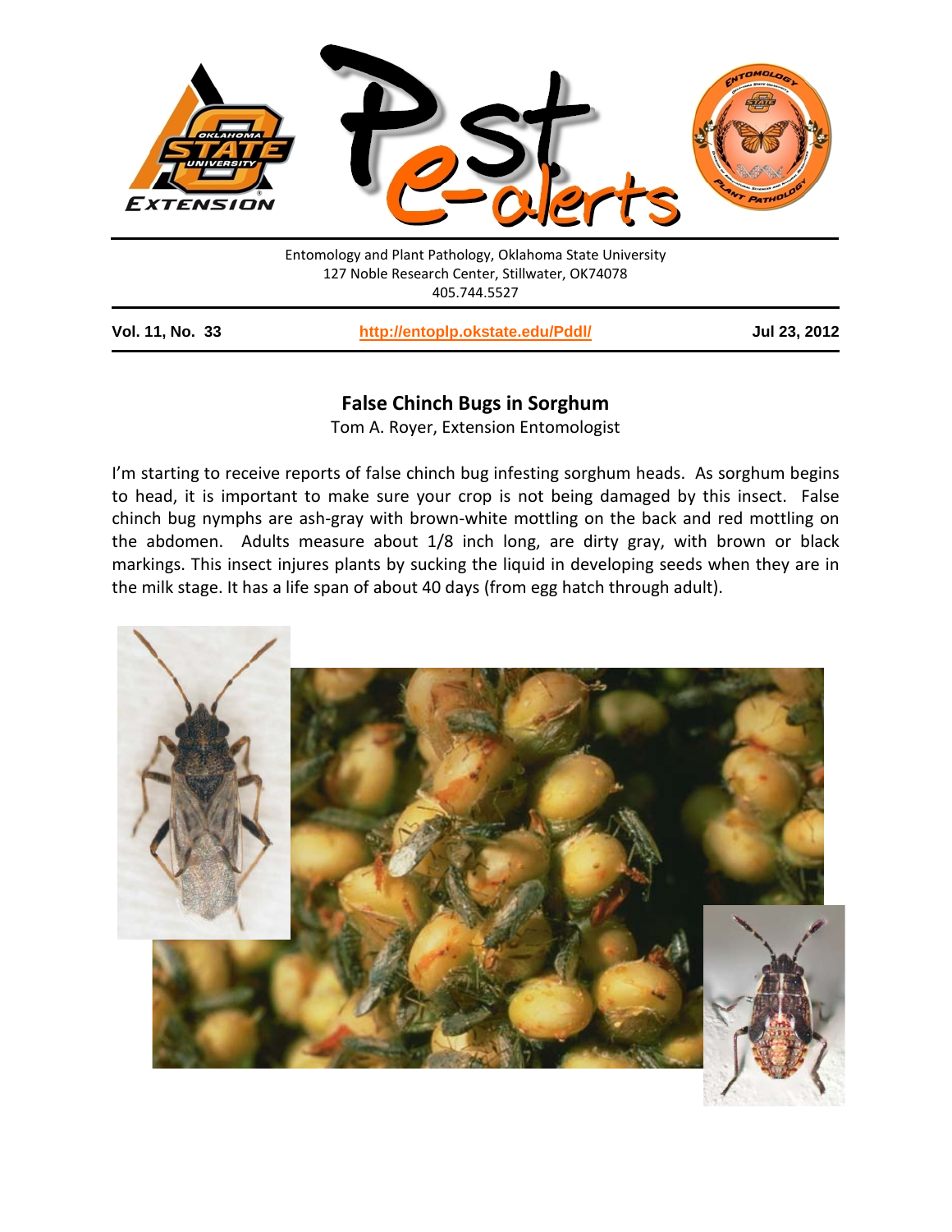Entomology and Plant Pathology, Oklahoma State University
127 Noble Research Center, Stillwater, OK74078
405.744.5527

**Vol. 11, No. 33** | **http://entoplp.okstate.edu/Pddl/** | **Jul 23, 2012**

## False Chinch Bugs in Sorghum

Tom A. Royer, Extension Entomologist

I'm starting to receive reports of false chinch bug infesting sorghum heads. As sorghum begins to head, it is important to make sure your crop is not being damaged by this insect. False chinch bug nymphs are ash-gray with brown-white mottling on the back and red mottling on the abdomen. Adults measure about 1/8 inch long, are dirty gray, with brown or black markings. This insect injures plants by sucking the liquid in developing seeds when they are in the milk stage. It has a life span of about 40 days (from egg hatch through adult).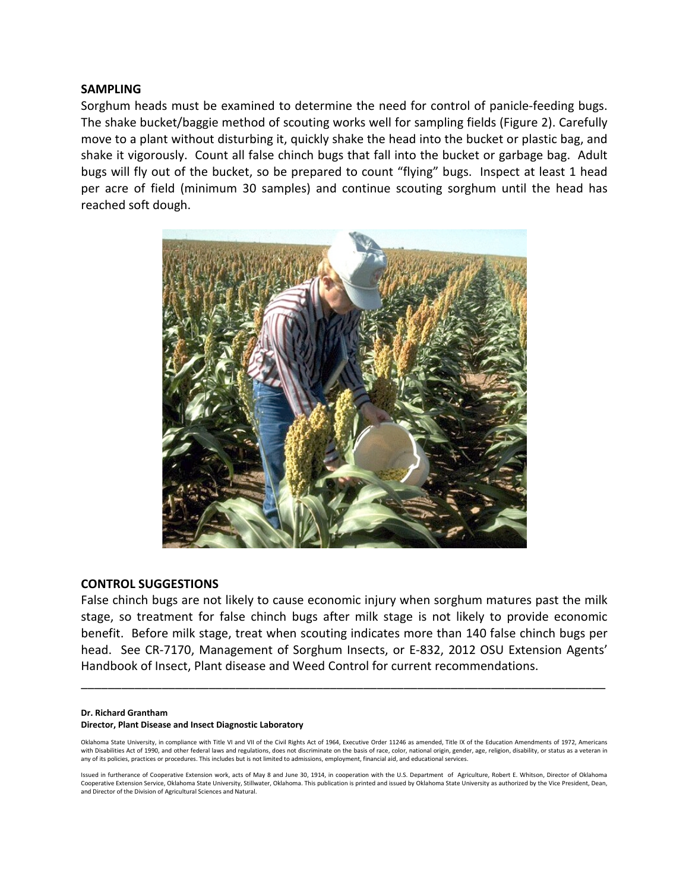## SAMPLING

Sorghum heads must be examined to determine the need for control of panicle-feeding bugs. The shake bucket/baggie method of scouting works well for sampling fields (Figure 2). Carefully move to a plant without disturbing it, quickly shake the head into the bucket or plastic bag, and shake it vigorously. Count all false chinch bugs that fall into the bucket or garbage bag. Adult bugs will fly out of the bucket, so be prepared to count "flying" bugs. Inspect at least 1 head per acre of field (minimum 30 samples) and continue scouting sorghum until the head has reached soft dough.

## CONTROL SUGGESTIONS

False chinch bugs are not likely to cause economic injury when sorghum matures past the milk stage, so treatment for false chinch bugs after milk stage is not likely to provide economic benefit. Before milk stage, treat when scouting indicates more than 140 false chinch bugs per head. See CR-7170, Management of Sorghum Insects, or E-832, 2012 OSU Extension Agents' Handbook of Insect, Plant disease and Weed Control for current recommendations.

---

**Dr. Richard Grantham**
**Director, Plant Disease and Insect Diagnostic Laboratory**

Oklahoma State University, in compliance with Title VI and VII of the Civil Rights Act of 1964, Executive Order 11246 as amended, Title IX of the Education Amendments of 1972, Americans with Disabilities Act of 1990, and other federal laws and regulations, does not discriminate on the basis of race, color, national origin, gender, age, religion, disability, or status as a veteran in any of its policies, practices or procedures. This includes but is not limited to admissions, employment, financial aid, and educational services.

Issued in furtherance of Cooperative Extension work, acts of May 8 and June 30, 1914, in cooperation with the U.S. Department of Agriculture, Robert E. Whitson, Director of Oklahoma Cooperative Extension Service, Oklahoma State University, Stillwater, Oklahoma. This publication is printed and issued by Oklahoma State University as authorized by the Vice President, Dean, and Director of the Division of Agricultural Sciences and Natural.